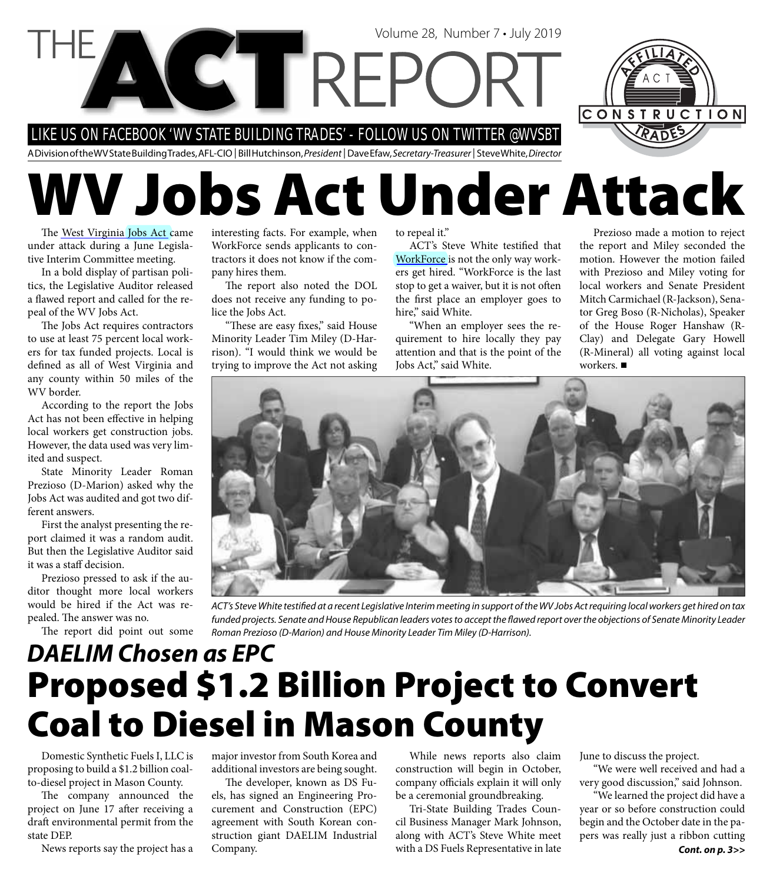# THE ACT REPORT

Volume 28, Number 7 • July 2019

LIKE US ON FACEBOOK 'WV STATE BUILDING TRADES' - FOLLOW US ON TWITTER @WVSBT

A Division of the WV State Building Trades, AFL-CIO | Bill Hutchinson, *President* | Dave Efaw, *Secretary-Treasurer* | Steve White, *Director*

# WV Jobs Act Under Attack

The West Virginia Jobs Act came under attack during a June Legislative Interim Committee meeting.

In a bold display of partisan politics, the Legislative Auditor released a flawed report and called for the repeal of the WV Jobs Act.

The Jobs Act requires contractors to use at least 75 percent local workers for tax funded projects. Local is defined as all of West Virginia and any county within 50 miles of the WV border.

According to the report the Jobs Act has not been effective in helping local workers get construction jobs. However, the data used was very limited and suspect.

State Minority Leader Roman Prezioso (D-Marion) asked why the Jobs Act was audited and got two different answers.

First the analyst presenting the report claimed it was a random audit. But then the Legislative Auditor said it was a staff decision.

Prezioso pressed to ask if the auditor thought more local workers would be hired if the Act was repealed. The answer was no.

The report did point out some interesting facts. For example, when WorkForce sends applicants to contractors it does not know if the company hires them.

The report also noted the DOL does not receive any funding to police the Jobs Act.

"These are easy fixes," said House Minority Leader Tim Miley (D-Harrison). "I would think we would be trying to improve the Act not asking to repeal it."

ACT's Steve White testified that WorkForce is not the only way workers get hired. "WorkForce is the last stop to get a waiver, but it is not often the first place an employer goes to hire," said White.

"When an employer sees the requirement to hire locally they pay attention and that is the point of the Jobs Act," said White.

Prezioso made a motion to reject the report and Miley seconded the motion. However the motion failed with Prezioso and Miley voting for local workers and Senate President Mitch Carmichael (R-Jackson), Senator Greg Boso (R-Nicholas), Speaker of the House Roger Hanshaw (R-Clay) and Delegate Gary Howell (R-Mineral) all voting against local workers. ■

*ACT's Steve White testified at a recent Legislative Interim meeting in support of the WV Jobs Act requiring local workers get hired on tax funded projects. Senate and House Republican leaders votes to accept the flawed report over the objections of Senate Minority Leader Roman Prezioso (D-Marion) and House Minority Leader Tim Miley (D-Harrison).*

## *DAELIM Chosen as EPC*

# Proposed $1.2 Billion Project to Convert Coal to Diesel in Mason County

Domestic Synthetic Fuels I, LLC is proposing to build a $1.2 billion coal-to-diesel project in Mason County.

The company announced the project on June 17 after receiving a draft environmental permit from the state DEP.

News reports say the project has a major investor from South Korea and additional investors are being sought.

The developer, known as DS Fuels, has signed an Engineering Procurement and Construction (EPC) agreement with South Korean construction giant DAELIM Industrial Company.

While news reports also claim construction will begin in October, company officials explain it will only be a ceremonial groundbreaking.

Tri-State Building Trades Council Business Manager Mark Johnson, along with ACT's Steve White meet with a DS Fuels Representative in late June to discuss the project.

"We were well received and had a very good discussion," said Johnson.

"We learned the project did have a year or so before construction could begin and the October date in the papers was really just a ribbon cutting

***Cont. on p. 3>>***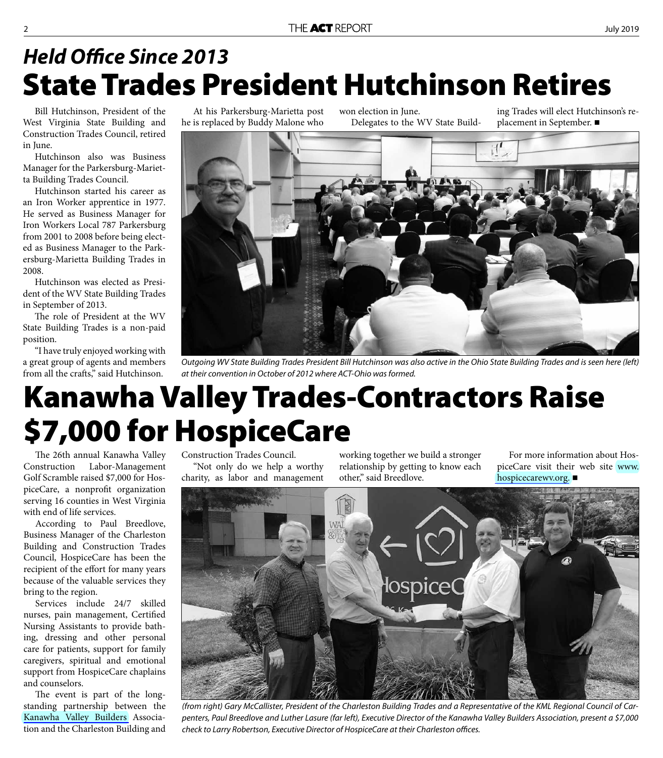## *Held Office Since 2013*

# State Trades President Hutchinson Retires

Bill Hutchinson, President of the West Virginia State Building and Construction Trades Council, retired in June.

Hutchinson also was Business Manager for the Parkersburg-Marietta Building Trades Council.

Hutchinson started his career as an Iron Worker apprentice in 1977. He served as Business Manager for Iron Workers Local 787 Parkersburg from 2001 to 2008 before being elected as Business Manager to the Parkersburg-Marietta Building Trades in 2008.

Hutchinson was elected as President of the WV State Building Trades in September of 2013.

The role of President at the WV State Building Trades is a non-paid position.

"I have truly enjoyed working with a great group of agents and members from all the crafts," said Hutchinson.

At his Parkersburg-Marietta post he is replaced by Buddy Malone who won election in June.

Delegates to the WV State Building Trades will elect Hutchinson's replacement in September. ■

*Outgoing WV State Building Trades President Bill Hutchinson was also active in the Ohio State Building Trades and is seen here (left) at their convention in October of 2012 where ACT-Ohio was formed.*

# Kanawha Valley Trades-Contractors Raise $7,000 for HospiceCare

The 26th annual Kanawha Valley Construction Labor-Management Golf Scramble raised $7,000 for HospiceCare, a nonprofit organization serving 16 counties in West Virginia with end of life services.

According to Paul Breedlove, Business Manager of the Charleston Building and Construction Trades Council, HospiceCare has been the recipient of the effort for many years because of the valuable services they bring to the region.

Services include 24/7 skilled nurses, pain management, Certified Nursing Assistants to provide bathing, dressing and other personal care for patients, support for family caregivers, spiritual and emotional support from HospiceCare chaplains and counselors.

The event is part of the longstanding partnership between the Kanawha Valley Builders Association and the Charleston Building and Construction Trades Council.

"Not only do we help a worthy charity, as labor and management working together we build a stronger relationship by getting to know each other," said Breedlove.

For more information about HospiceCare visit their web site www.hospicecarewv.org. ■

*(from right) Gary McCallister, President of the Charleston Building Trades and a Representative of the KML Regional Council of Carpenters, Paul Breedlove and Luther Lasure (far left), Executive Director of the Kanawha Valley Builders Association, present a $7,000 check to Larry Robertson, Executive Director of HospiceCare at their Charleston offices.*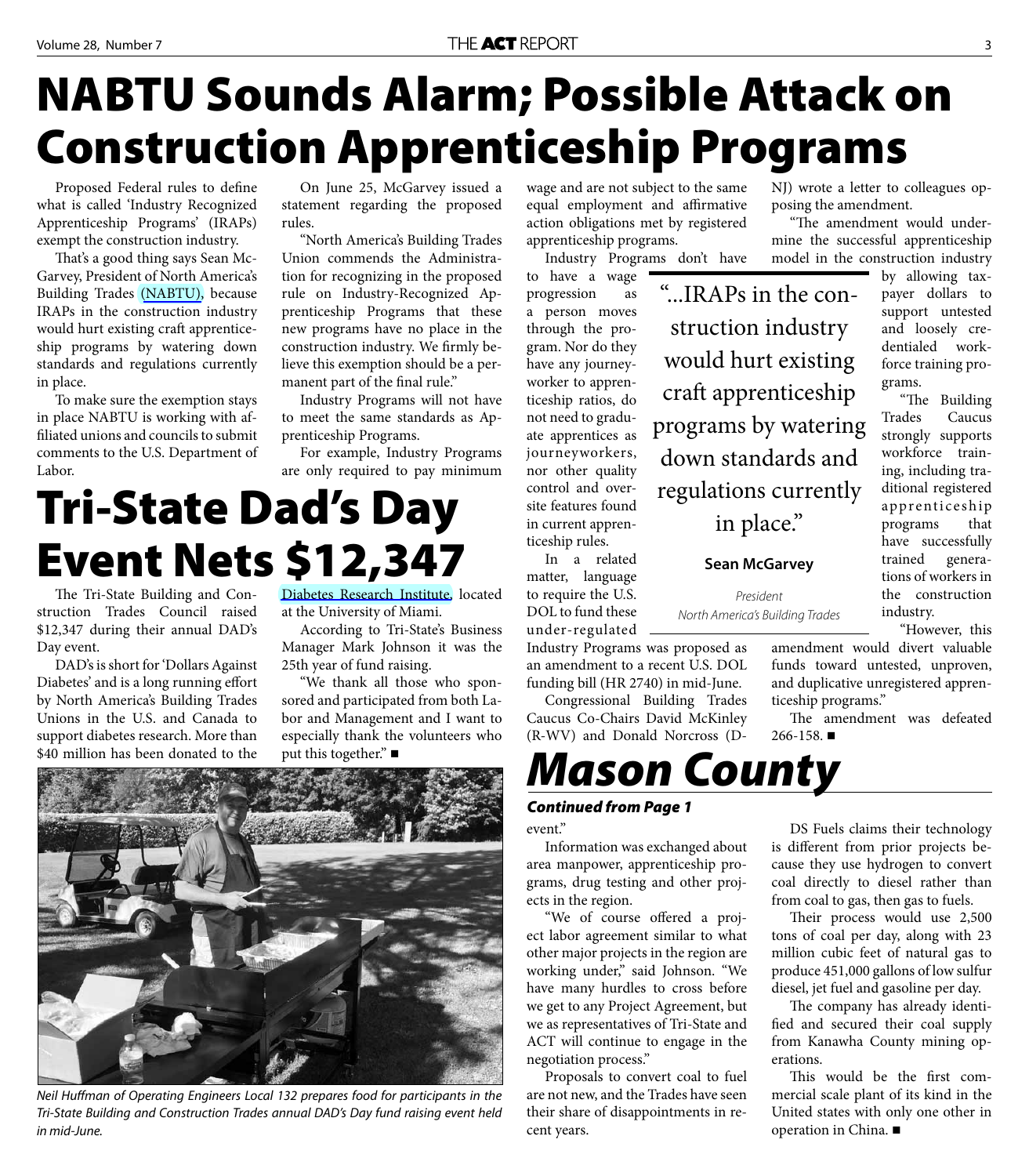# NABTU Sounds Alarm; Possible Attack on Construction Apprenticeship Programs

Proposed Federal rules to define what is called 'Industry Recognized Apprenticeship Programs' (IRAPs) exempt the construction industry.

That's a good thing says Sean McGarvey, President of North America's Building Trades (NABTU), because IRAPs in the construction industry would hurt existing craft apprenticeship programs by watering down standards and regulations currently in place.

To make sure the exemption stays in place NABTU is working with affiliated unions and councils to submit comments to the U.S. Department of Labor.

On June 25, McGarvey issued a statement regarding the proposed rules.

"North America's Building Trades Union commends the Administration for recognizing in the proposed rule on Industry-Recognized Apprenticeship Programs that these new programs have no place in the construction industry. We firmly believe this exemption should be a permanent part of the final rule."

Industry Programs will not have to meet the same standards as Apprenticeship Programs.

For example, Industry Programs are only required to pay minimum wage and are not subject to the same equal employment and affirmative action obligations met by registered apprenticeship programs.

Industry Programs don't have to have a wage progression as a person moves through the program. Nor do they have any journeyworker to apprenticeship ratios, do not need to graduate apprentices as journeyworkers, nor other quality control and oversite features found in current apprenticeship rules.

> "...IRAPs in the construction industry would hurt existing craft apprenticeship programs by watering down standards and regulations currently in place."
>
> **Sean McGarvey**
>
> *President*
> *North America's Building Trades*

In a related matter, language to require the U.S. DOL to fund these under-regulated Industry Programs was proposed as an amendment to a recent U.S. DOL funding bill (HR 2740) in mid-June.

Congressional Building Trades Caucus Co-Chairs David McKinley (R-WV) and Donald Norcross (D-NJ) wrote a letter to colleagues opposing the amendment.

"The amendment would undermine the successful apprenticeship model in the construction industry by allowing taxpayer dollars to support untested and loosely credentialed workforce training programs.

"The Building Trades Caucus strongly supports workforce training, including traditional registered apprenticeship programs that have successfully trained generations of workers in the construction industry.

"However, this amendment would divert valuable funds toward untested, unproven, and duplicative unregistered apprenticeship programs."

The amendment was defeated 266-158. ■

# Tri-State Dad's Day Event Nets $12,347

The Tri-State Building and Construction Trades Council raised $12,347 during their annual DAD's Day event.

DAD's is short for 'Dollars Against Diabetes' and is a long running effort by North America's Building Trades Unions in the U.S. and Canada to support diabetes research. More than $40 million has been donated to the Diabetes Research Institute, located at the University of Miami.

According to Tri-State's Business Manager Mark Johnson it was the 25th year of fund raising.

"We thank all those who sponsored and participated from both Labor and Management and I want to especially thank the volunteers who put this together." ■

*Neil Huffman of Operating Engineers Local 132 prepares food for participants in the Tri-State Building and Construction Trades annual DAD's Day fund raising event held in mid-June.*

# *Mason County*

***Continued from Page 1***

event."

Information was exchanged about area manpower, apprenticeship programs, drug testing and other projects in the region.

"We of course offered a project labor agreement similar to what other major projects in the region are working under," said Johnson. "We have many hurdles to cross before we get to any Project Agreement, but we as representatives of Tri-State and ACT will continue to engage in the negotiation process."

Proposals to convert coal to fuel are not new, and the Trades have seen their share of disappointments in recent years.

DS Fuels claims their technology is different from prior projects because they use hydrogen to convert coal directly to diesel rather than from coal to gas, then gas to fuels.

Their process would use 2,500 tons of coal per day, along with 23 million cubic feet of natural gas to produce 451,000 gallons of low sulfur diesel, jet fuel and gasoline per day.

The company has already identified and secured their coal supply from Kanawha County mining operations.

This would be the first commercial scale plant of its kind in the United states with only one other in operation in China. ■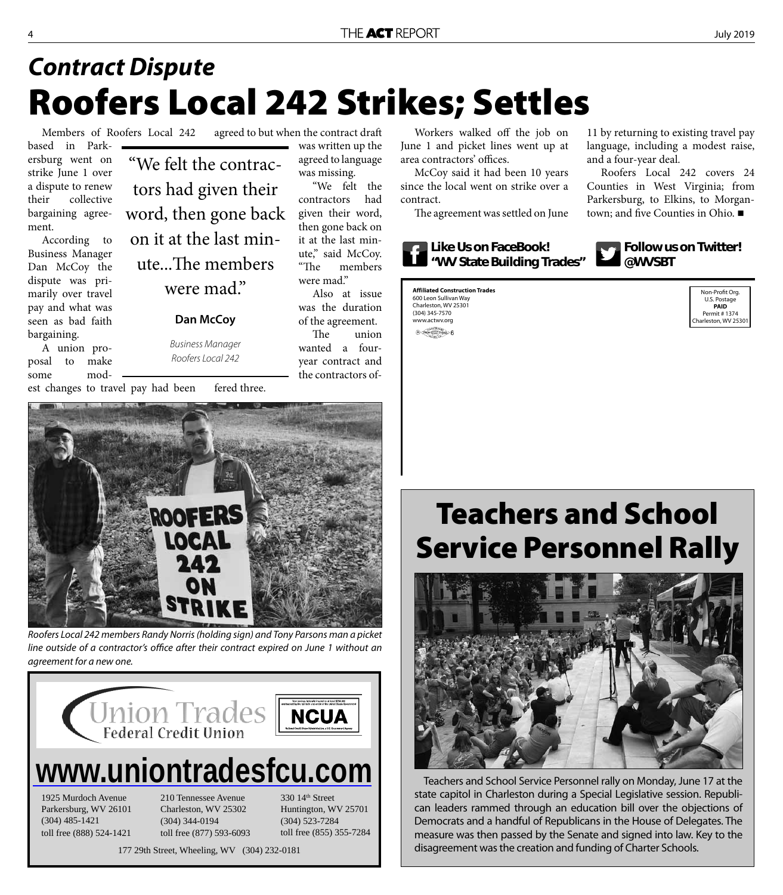## *Contract Dispute*

# Roofers Local 242 Strikes; Settles

Members of Roofers Local 242 based in Parkersburg went on strike June 1 over a dispute to renew their collective bargaining agreement.

According to Business Manager Dan McCoy the dispute was primarily over travel pay and what was seen as bad faith bargaining.

A union proposal to make some modest changes to travel pay had been agreed to but when the contract draft was written up the agreed to language was missing.

> "We felt the contractors had given their word, then gone back on it at the last minute...The members were mad."
>
> **Dan McCoy**
>
> *Business Manager Roofers Local 242*

"We felt the contractors had given their word, then gone back on it at the last minute," said McCoy. "The members were mad."

Also at issue was the duration of the agreement. The union wanted a four-year contract and the contractors offered three.

Workers walked off the job on June 1 and picket lines went up at area contractors' offices.

McCoy said it had been 10 years since the local went on strike over a contract.

The agreement was settled on June 11 by returning to existing travel pay language, including a modest raise, and a four-year deal.

Roofers Local 242 covers 24 Counties in West Virginia; from Parkersburg, to Elkins, to Morgantown; and five Counties in Ohio. ■

ROOFERS LOCAL 242 ON STRIKE

*Roofers Local 242 members Randy Norris (holding sign) and Tony Parsons man a picket line outside of a contractor's office after their contract expired on June 1 without an agreement for a new one.*

**Like Us on FaceBook! "WV State Building Trades"**

**Follow us on Twitter! @WVSBT**

**Affiliated Construction Trades**
600 Leon Sullivan Way
Charleston, WV 25301
(304) 345-7570
www.actwv.org

Non-Profit Org.
U.S. Postage
**PAID**
Permit # 1374
Charleston, WV 25301

Union Trades Federal Credit Union

NCUA

**www.uniontradesfcu.com**

1925 Murdoch Avenue
Parkersburg, WV 26101
(304) 485-1421
toll free (888) 524-1421

210 Tennessee Avenue
Charleston, WV 25302
(304) 344-0194
toll free (877) 593-6093

330 14th Street
Huntington, WV 25701
(304) 523-7284
toll free (855) 355-7284

177 29th Street, Wheeling, WV (304) 232-0181

# Teachers and School Service Personnel Rally

Teachers and School Service Personnel rally on Monday, June 17 at the state capitol in Charleston during a Special Legislative session. Republican leaders rammed through an education bill over the objections of Democrats and a handful of Republicans in the House of Delegates. The measure was then passed by the Senate and signed into law. Key to the disagreement was the creation and funding of Charter Schools.